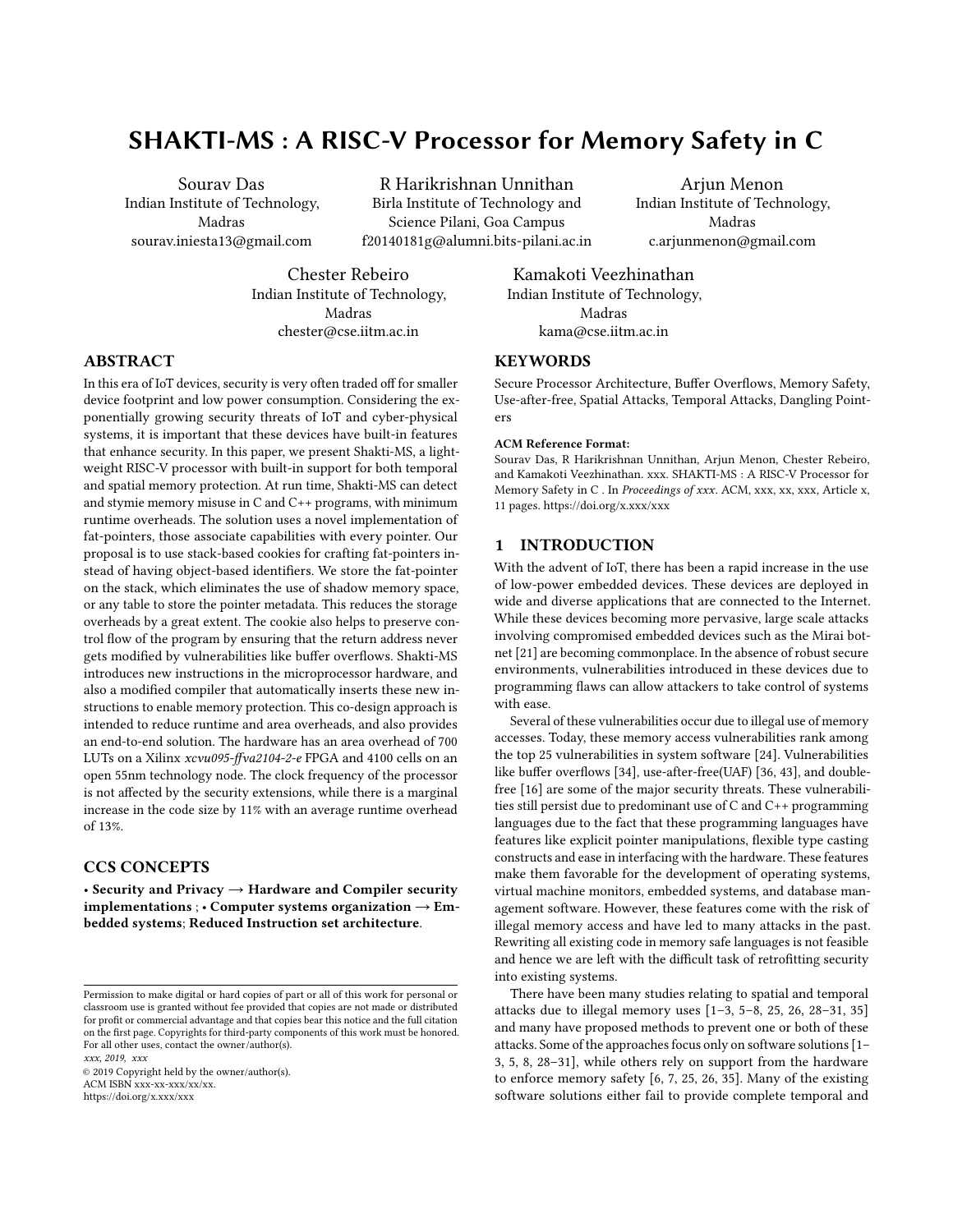# SHAKTI-MS : A RISC-V Processor for Memory Safety in C

Sourav Das
Indian Institute of Technology, Madras
sourav.iniesta13@gmail.com

R Harikrishnan Unnithan
Birla Institute of Technology and Science Pilani, Goa Campus
f20140181g@alumni.bits-pilani.ac.in

Arjun Menon
Indian Institute of Technology, Madras
c.arjunmenon@gmail.com

Chester Rebeiro
Indian Institute of Technology, Madras
chester@cse.iitm.ac.in

Kamakoti Veezhinathan
Indian Institute of Technology, Madras
kama@cse.iitm.ac.in

## ABSTRACT

In this era of IoT devices, security is very often traded off for smaller device footprint and low power consumption. Considering the exponentially growing security threats of IoT and cyber-physical systems, it is important that these devices have built-in features that enhance security. In this paper, we present Shakti-MS, a lightweight RISC-V processor with built-in support for both temporal and spatial memory protection. At run time, Shakti-MS can detect and stymie memory misuse in C and C++ programs, with minimum runtime overheads. The solution uses a novel implementation of fat-pointers, those associate capabilities with every pointer. Our proposal is to use stack-based cookies for crafting fat-pointers instead of having object-based identifiers. We store the fat-pointer on the stack, which eliminates the use of shadow memory space, or any table to store the pointer metadata. This reduces the storage overheads by a great extent. The cookie also helps to preserve control flow of the program by ensuring that the return address never gets modified by vulnerabilities like buffer overflows. Shakti-MS introduces new instructions in the microprocessor hardware, and also a modified compiler that automatically inserts these new instructions to enable memory protection. This co-design approach is intended to reduce runtime and area overheads, and also provides an end-to-end solution. The hardware has an area overhead of 700 LUTs on a Xilinx *xcvu095-ffva2104-2-e* FPGA and 4100 cells on an open 55nm technology node. The clock frequency of the processor is not affected by the security extensions, while there is a marginal increase in the code size by 11% with an average runtime overhead of 13%.

## CCS CONCEPTS

• **Security and Privacy → Hardware and Compiler security implementations** ; • **Computer systems organization → Embedded systems**; **Reduced Instruction set architecture**.

## KEYWORDS

Secure Processor Architecture, Buffer Overflows, Memory Safety, Use-after-free, Spatial Attacks, Temporal Attacks, Dangling Pointers

**ACM Reference Format:**
Sourav Das, R Harikrishnan Unnithan, Arjun Menon, Chester Rebeiro, and Kamakoti Veezhinathan. xxx. SHAKTI-MS : A RISC-V Processor for Memory Safety in C . In *Proceedings of xxx*. ACM, xxx, xx, xxx, Article x, 11 pages. https://doi.org/x.xxx/xxx

## 1 INTRODUCTION

With the advent of IoT, there has been a rapid increase in the use of low-power embedded devices. These devices are deployed in wide and diverse applications that are connected to the Internet. While these devices becoming more pervasive, large scale attacks involving compromised embedded devices such as the Mirai botnet [21] are becoming commonplace. In the absence of robust secure environments, vulnerabilities introduced in these devices due to programming flaws can allow attackers to take control of systems with ease.

Several of these vulnerabilities occur due to illegal use of memory accesses. Today, these memory access vulnerabilities rank among the top 25 vulnerabilities in system software [24]. Vulnerabilities like buffer overflows [34], use-after-free(UAF) [36, 43], and double-free [16] are some of the major security threats. These vulnerabilities still persist due to predominant use of C and C++ programming languages due to the fact that these programming languages have features like explicit pointer manipulations, flexible type casting constructs and ease in interfacing with the hardware. These features make them favorable for the development of operating systems, virtual machine monitors, embedded systems, and database management software. However, these features come with the risk of illegal memory access and have led to many attacks in the past. Rewriting all existing code in memory safe languages is not feasible and hence we are left with the difficult task of retrofitting security into existing systems.

There have been many studies relating to spatial and temporal attacks due to illegal memory uses [1–3, 5–8, 25, 26, 28–31, 35] and many have proposed methods to prevent one or both of these attacks. Some of the approaches focus only on software solutions [1–3, 5, 8, 28–31], while others rely on support from the hardware to enforce memory safety [6, 7, 25, 26, 35]. Many of the existing software solutions either fail to provide complete temporal and

Permission to make digital or hard copies of part or all of this work for personal or classroom use is granted without fee provided that copies are not made or distributed for profit or commercial advantage and that copies bear this notice and the full citation on the first page. Copyrights for third-party components of this work must be honored. For all other uses, contact the owner/author(s).
*xxx, 2019, xxx*
© 2019 Copyright held by the owner/author(s).
ACM ISBN xxx-xx-xxx/xx/xx.
https://doi.org/x.xxx/xxx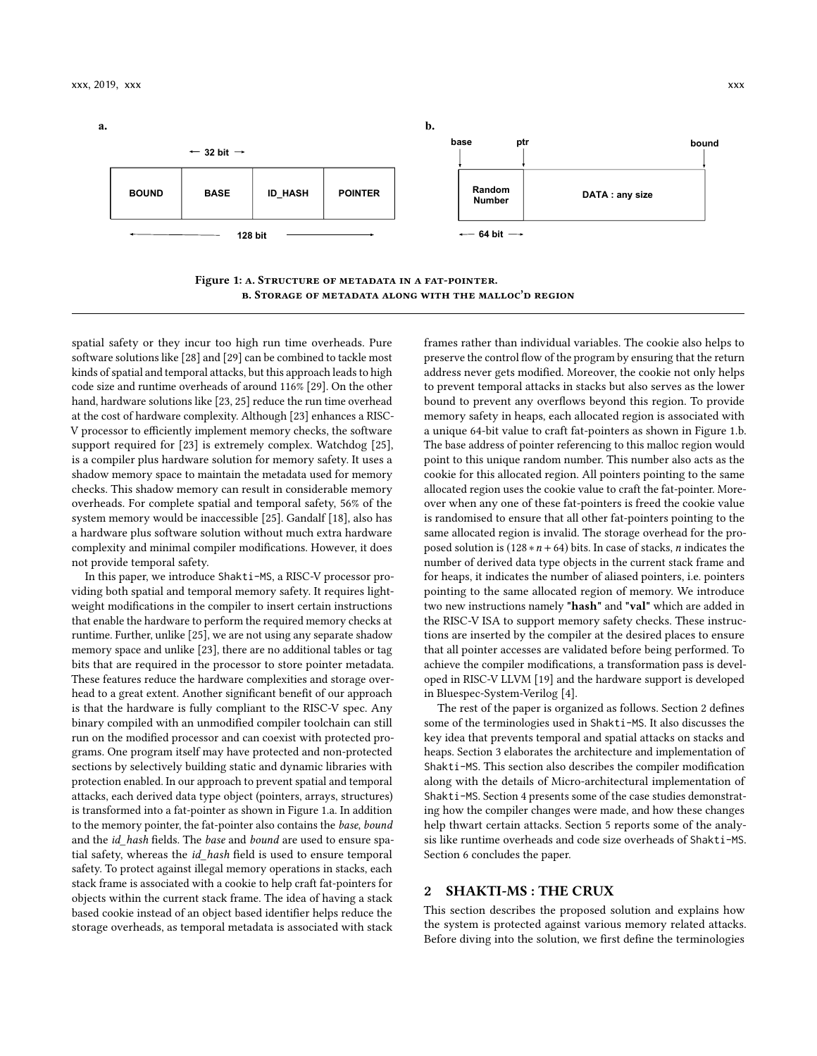**a.**

← 32 bit →

| BOUND | BASE | ID_HASH | POINTER |
|---|---|---|---|

← 128 bit →

**b.**

base, ptr, bound

| Random Number | DATA : any size |
|---|---|

← 64 bit →

Figure 1: a. Structure of metadata in a fat-pointer. b. Storage of metadata along with the malloc'd region

spatial safety or they incur too high run time overheads. Pure software solutions like [28] and [29] can be combined to tackle most kinds of spatial and temporal attacks, but this approach leads to high code size and runtime overheads of around 116% [29]. On the other hand, hardware solutions like [23, 25] reduce the run time overhead at the cost of hardware complexity. Although [23] enhances a RISC-V processor to efficiently implement memory checks, the software support required for [23] is extremely complex. Watchdog [25], is a compiler plus hardware solution for memory safety. It uses a shadow memory space to maintain the metadata used for memory checks. This shadow memory can result in considerable memory overheads. For complete spatial and temporal safety, 56% of the system memory would be inaccessible [25]. Gandalf [18], also has a hardware plus software solution without much extra hardware complexity and minimal compiler modifications. However, it does not provide temporal safety.

In this paper, we introduce Shakti-MS, a RISC-V processor providing both spatial and temporal memory safety. It requires light-weight modifications in the compiler to insert certain instructions that enable the hardware to perform the required memory checks at runtime. Further, unlike [25], we are not using any separate shadow memory space and unlike [23], there are no additional tables or tag bits that are required in the processor to store pointer metadata. These features reduce the hardware complexities and storage overhead to a great extent. Another significant benefit of our approach is that the hardware is fully compliant to the RISC-V spec. Any binary compiled with an unmodified compiler toolchain can still run on the modified processor and can coexist with protected programs. One program itself may have protected and non-protected sections by selectively building static and dynamic libraries with protection enabled. In our approach to prevent spatial and temporal attacks, each derived data type object (pointers, arrays, structures) is transformed into a fat-pointer as shown in Figure 1.a. In addition to the memory pointer, the fat-pointer also contains the *base*, *bound* and the *id_hash* fields. The *base* and *bound* are used to ensure spatial safety, whereas the *id_hash* field is used to ensure temporal safety. To protect against illegal memory operations in stacks, each stack frame is associated with a cookie to help craft fat-pointers for objects within the current stack frame. The idea of having a stack based cookie instead of an object based identifier helps reduce the storage overheads, as temporal metadata is associated with stack frames rather than individual variables. The cookie also helps to preserve the control flow of the program by ensuring that the return address never gets modified. Moreover, the cookie not only helps to prevent temporal attacks in stacks but also serves as the lower bound to prevent any overflows beyond this region. To provide memory safety in heaps, each allocated region is associated with a unique 64-bit value to craft fat-pointers as shown in Figure 1.b. The base address of pointer referencing to this malloc region would point to this unique random number. This number also acts as the cookie for this allocated region. All pointers pointing to the same allocated region uses the cookie value to craft the fat-pointer. Moreover when any one of these fat-pointers is freed the cookie value is randomised to ensure that all other fat-pointers pointing to the same allocated region is invalid. The storage overhead for the proposed solution is $(128 * n + 64)$ bits. In case of stacks, $n$ indicates the number of derived data type objects in the current stack frame and for heaps, it indicates the number of aliased pointers, i.e. pointers pointing to the same allocated region of memory. We introduce two new instructions namely **"hash"** and **"val"** which are added in the RISC-V ISA to support memory safety checks. These instructions are inserted by the compiler at the desired places to ensure that all pointer accesses are validated before being performed. To achieve the compiler modifications, a transformation pass is developed in RISC-V LLVM [19] and the hardware support is developed in Bluespec-System-Verilog [4].

The rest of the paper is organized as follows. Section 2 defines some of the terminologies used in Shakti-MS. It also discusses the key idea that prevents temporal and spatial attacks on stacks and heaps. Section 3 elaborates the architecture and implementation of Shakti-MS. This section also describes the compiler modification along with the details of Micro-architectural implementation of Shakti-MS. Section 4 presents some of the case studies demonstrating how the compiler changes were made, and how these changes help thwart certain attacks. Section 5 reports some of the analysis like runtime overheads and code size overheads of Shakti-MS. Section 6 concludes the paper.

## 2 SHAKTI-MS : THE CRUX

This section describes the proposed solution and explains how the system is protected against various memory related attacks. Before diving into the solution, we first define the terminologies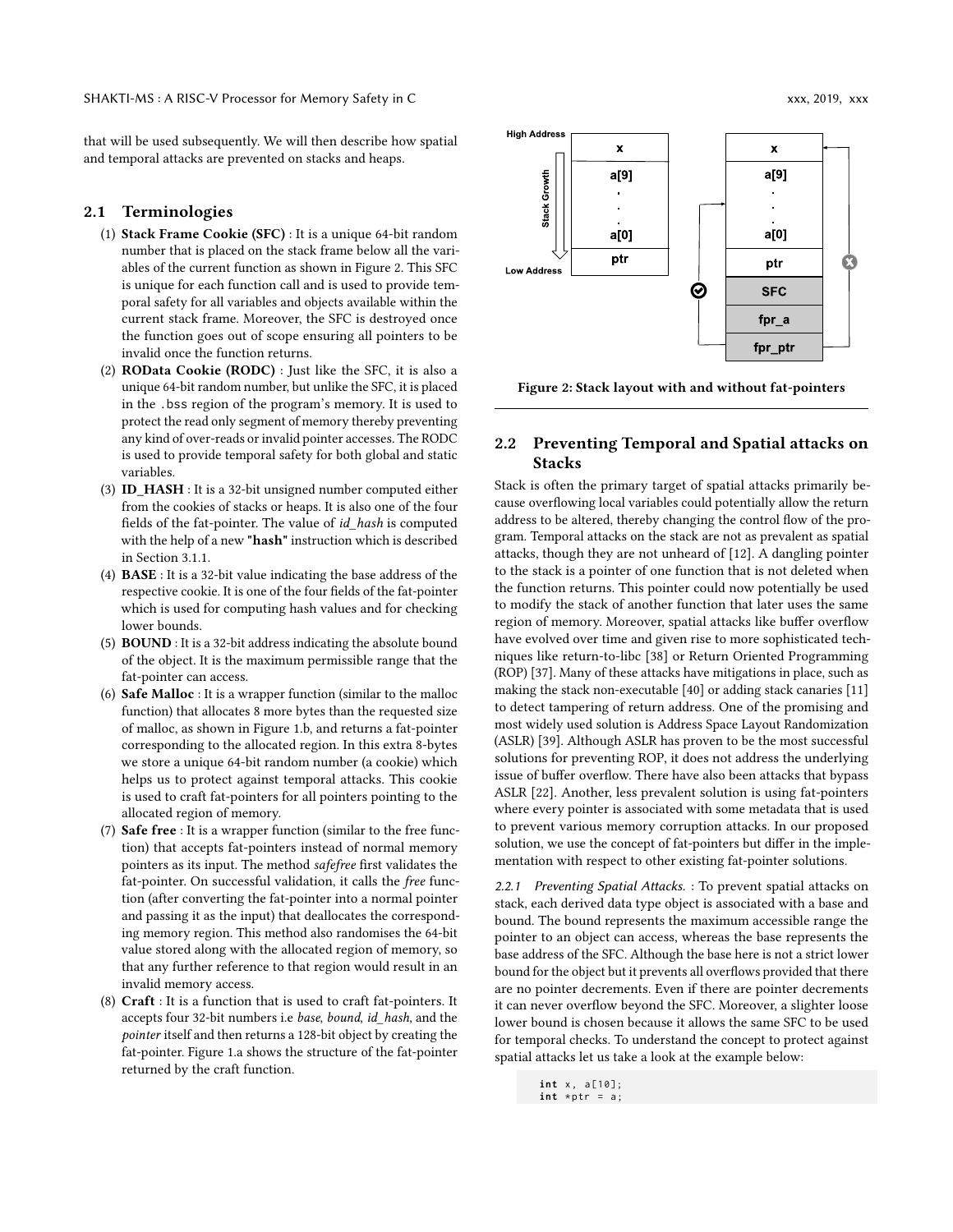that will be used subsequently. We will then describe how spatial and temporal attacks are prevented on stacks and heaps.

## 2.1 Terminologies

1. **Stack Frame Cookie (SFC)** : It is a unique 64-bit random number that is placed on the stack frame below all the variables of the current function as shown in Figure 2. This SFC is unique for each function call and is used to provide temporal safety for all variables and objects available within the current stack frame. Moreover, the SFC is destroyed once the function goes out of scope ensuring all pointers to be invalid once the function returns.
2. **ROData Cookie (RODC)** : Just like the SFC, it is also a unique 64-bit random number, but unlike the SFC, it is placed in the `.bss` region of the program's memory. It is used to protect the read only segment of memory thereby preventing any kind of over-reads or invalid pointer accesses. The RODC is used to provide temporal safety for both global and static variables.
3. **ID_HASH** : It is a 32-bit unsigned number computed either from the cookies of stacks or heaps. It is also one of the four fields of the fat-pointer. The value of *id_hash* is computed with the help of a new **"hash"** instruction which is described in Section 3.1.1.
4. **BASE** : It is a 32-bit value indicating the base address of the respective cookie. It is one of the four fields of the fat-pointer which is used for computing hash values and for checking lower bounds.
5. **BOUND** : It is a 32-bit address indicating the absolute bound of the object. It is the maximum permissible range that the fat-pointer can access.
6. **Safe Malloc** : It is a wrapper function (similar to the malloc function) that allocates 8 more bytes than the requested size of malloc, as shown in Figure 1.b, and returns a fat-pointer corresponding to the allocated region. In this extra 8-bytes we store a unique 64-bit random number (a cookie) which helps us to protect against temporal attacks. This cookie is used to craft fat-pointers for all pointers pointing to the allocated region of memory.
7. **Safe free** : It is a wrapper function (similar to the free function) that accepts fat-pointers instead of normal memory pointers as its input. The method *safefree* first validates the fat-pointer. On successful validation, it calls the *free* function (after converting the fat-pointer into a normal pointer and passing it as the input) that deallocates the corresponding memory region. This method also randomises the 64-bit value stored along with the allocated region of memory, so that any further reference to that region would result in an invalid memory access.
8. **Craft** : It is a function that is used to craft fat-pointers. It accepts four 32-bit numbers i.e *base*, *bound*, *id_hash*, and the *pointer* itself and then returns a 128-bit object by creating the fat-pointer. Figure 1.a shows the structure of the fat-pointer returned by the craft function.

Figure 2: Stack layout with and without fat-pointers

## 2.2 Preventing Temporal and Spatial attacks on Stacks

Stack is often the primary target of spatial attacks primarily because overflowing local variables could potentially allow the return address to be altered, thereby changing the control flow of the program. Temporal attacks on the stack are not as prevalent as spatial attacks, though they are not unheard of [12]. A dangling pointer to the stack is a pointer of one function that is not deleted when the function returns. This pointer could now potentially be used to modify the stack of another function that later uses the same region of memory. Moreover, spatial attacks like buffer overflow have evolved over time and given rise to more sophisticated techniques like return-to-libc [38] or Return Oriented Programming (ROP) [37]. Many of these attacks have mitigations in place, such as making the stack non-executable [40] or adding stack canaries [11] to detect tampering of return address. One of the promising and most widely used solution is Address Space Layout Randomization (ASLR) [39]. Although ASLR has proven to be the most successful solutions for preventing ROP, it does not address the underlying issue of buffer overflow. There have also been attacks that bypass ASLR [22]. Another, less prevalent solution is using fat-pointers where every pointer is associated with some metadata that is used to prevent various memory corruption attacks. In our proposed solution, we use the concept of fat-pointers but differ in the implementation with respect to other existing fat-pointer solutions.

### 2.2.1 Preventing Spatial Attacks.

: To prevent spatial attacks on stack, each derived data type object is associated with a base and bound. The bound represents the maximum accessible range the pointer to an object can access, whereas the base represents the base address of the SFC. Although the base here is not a strict lower bound for the object but it prevents all overflows provided that there are no pointer decrements. Even if there are pointer decrements it can never overflow beyond the SFC. Moreover, a slighter loose lower bound is chosen because it allows the same SFC to be used for temporal checks. To understand the concept to protect against spatial attacks let us take a look at the example below:

```
int x, a[10];
int *ptr = a;
```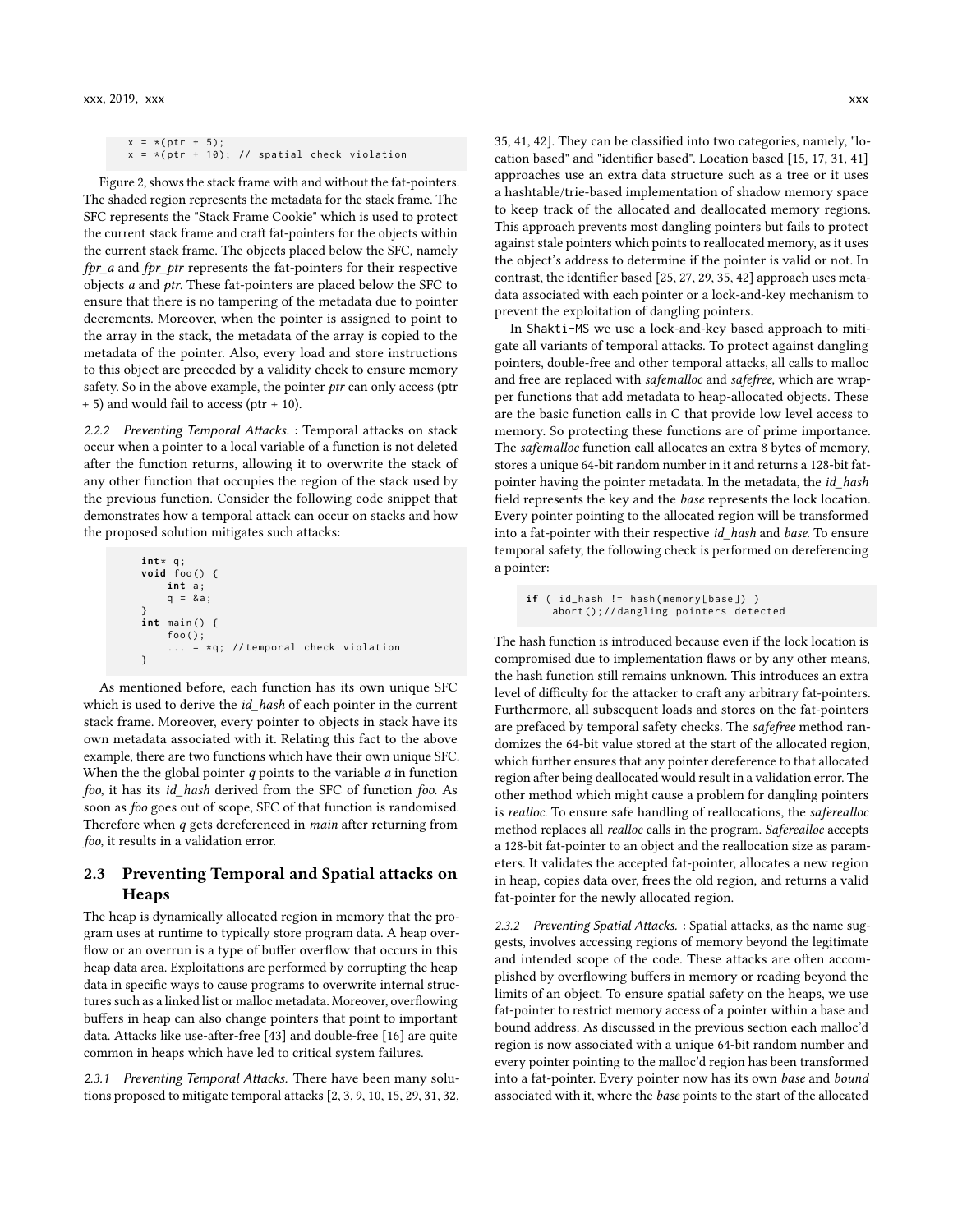```
x = *(ptr + 5);
x = *(ptr + 10); // spatial check violation
```

Figure 2, shows the stack frame with and without the fat-pointers. The shaded region represents the metadata for the stack frame. The SFC represents the "Stack Frame Cookie" which is used to protect the current stack frame and craft fat-pointers for the objects within the current stack frame. The objects placed below the SFC, namely *fpr_a* and *fpr_ptr* represents the fat-pointers for their respective objects *a* and *ptr*. These fat-pointers are placed below the SFC to ensure that there is no tampering of the metadata due to pointer decrements. Moreover, when the pointer is assigned to point to the array in the stack, the metadata of the array is copied to the metadata of the pointer. Also, every load and store instructions to this object are preceded by a validity check to ensure memory safety. So in the above example, the pointer *ptr* can only access (ptr + 5) and would fail to access (ptr + 10).

#### 2.2.2 Preventing Temporal Attacks.

: Temporal attacks on stack occur when a pointer to a local variable of a function is not deleted after the function returns, allowing it to overwrite the stack of any other function that occupies the region of the stack used by the previous function. Consider the following code snippet that demonstrates how a temporal attack can occur on stacks and how the proposed solution mitigates such attacks:

```
int* q;
void foo() {
    int a;
    q = &a;
}
int main() {
    foo();
    ... = *q; //temporal check violation
}
```

As mentioned before, each function has its own unique SFC which is used to derive the *id_hash* of each pointer in the current stack frame. Moreover, every pointer to objects in stack have its own metadata associated with it. Relating this fact to the above example, there are two functions which have their own unique SFC. When the the global pointer *q* points to the variable *a* in function *foo*, it has its *id_hash* derived from the SFC of function *foo*. As soon as *foo* goes out of scope, SFC of that function is randomised. Therefore when *q* gets dereferenced in *main* after returning from *foo*, it results in a validation error.

## 2.3 Preventing Temporal and Spatial attacks on Heaps

The heap is dynamically allocated region in memory that the program uses at runtime to typically store program data. A heap overflow or an overrun is a type of buffer overflow that occurs in this heap data area. Exploitations are performed by corrupting the heap data in specific ways to cause programs to overwrite internal structures such as a linked list or malloc metadata. Moreover, overflowing buffers in heap can also change pointers that point to important data. Attacks like use-after-free [43] and double-free [16] are quite common in heaps which have led to critical system failures.

#### 2.3.1 Preventing Temporal Attacks.

There have been many solutions proposed to mitigate temporal attacks [2, 3, 9, 10, 15, 29, 31, 32, 35, 41, 42]. They can be classified into two categories, namely, "location based" and "identifier based". Location based [15, 17, 31, 41] approaches use an extra data structure such as a tree or it uses a hashtable/trie-based implementation of shadow memory space to keep track of the allocated and deallocated memory regions. This approach prevents most dangling pointers but fails to protect against stale pointers which points to reallocated memory, as it uses the object's address to determine if the pointer is valid or not. In contrast, the identifier based [25, 27, 29, 35, 42] approach uses metadata associated with each pointer or a lock-and-key mechanism to prevent the exploitation of dangling pointers.

In Shakti-MS we use a lock-and-key based approach to mitigate all variants of temporal attacks. To protect against dangling pointers, double-free and other temporal attacks, all calls to malloc and free are replaced with *safemalloc* and *safefree*, which are wrapper functions that add metadata to heap-allocated objects. These are the basic function calls in C that provide low level access to memory. So protecting these functions are of prime importance. The *safemalloc* function call allocates an extra 8 bytes of memory, stores a unique 64-bit random number in it and returns a 128-bit fat-pointer having the pointer metadata. In the metadata, the *id_hash* field represents the key and the *base* represents the lock location. Every pointer pointing to the allocated region will be transformed into a fat-pointer with their respective *id_hash* and *base*. To ensure temporal safety, the following check is performed on dereferencing a pointer:

```
if ( id_hash != hash(memory[base]) )
    abort();//dangling pointers detected
```

The hash function is introduced because even if the lock location is compromised due to implementation flaws or by any other means, the hash function still remains unknown. This introduces an extra level of difficulty for the attacker to craft any arbitrary fat-pointers. Furthermore, all subsequent loads and stores on the fat-pointers are prefaced by temporal safety checks. The *safefree* method randomizes the 64-bit value stored at the start of the allocated region, which further ensures that any pointer dereference to that allocated region after being deallocated would result in a validation error. The other method which might cause a problem for dangling pointers is *realloc*. To ensure safe handling of reallocations, the *saferealloc* method replaces all *realloc* calls in the program. *Saferealloc* accepts a 128-bit fat-pointer to an object and the reallocation size as parameters. It validates the accepted fat-pointer, allocates a new region in heap, copies data over, frees the old region, and returns a valid fat-pointer for the newly allocated region.

#### 2.3.2 Preventing Spatial Attacks.

: Spatial attacks, as the name suggests, involves accessing regions of memory beyond the legitimate and intended scope of the code. These attacks are often accomplished by overflowing buffers in memory or reading beyond the limits of an object. To ensure spatial safety on the heaps, we use fat-pointer to restrict memory access of a pointer within a base and bound address. As discussed in the previous section each malloc'd region is now associated with a unique 64-bit random number and every pointer pointing to the malloc'd region has been transformed into a fat-pointer. Every pointer now has its own *base* and *bound* associated with it, where the *base* points to the start of the allocated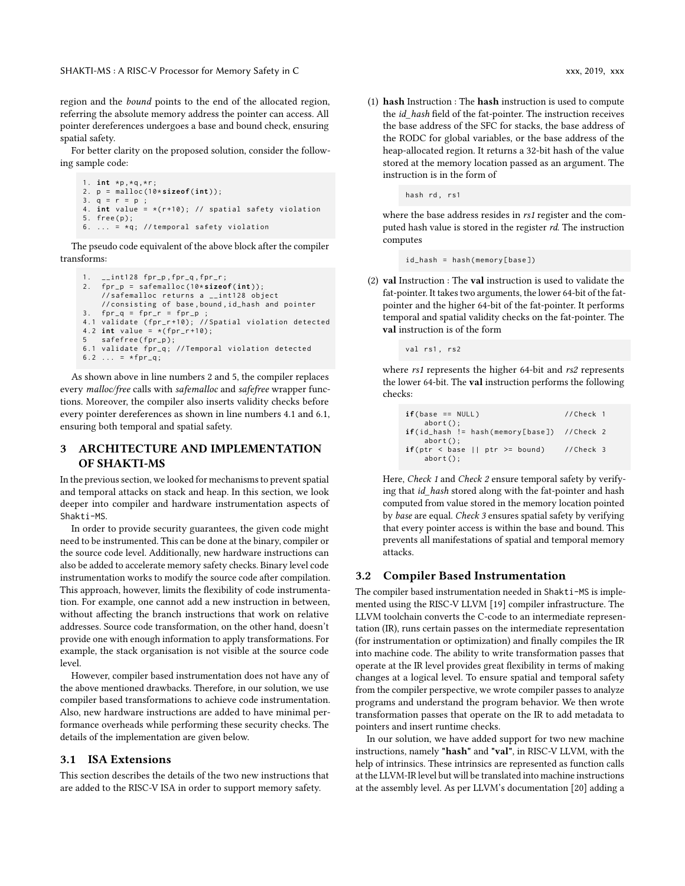region and the *bound* points to the end of the allocated region, referring the absolute memory address the pointer can access. All pointer dereferences undergoes a base and bound check, ensuring spatial safety.

For better clarity on the proposed solution, consider the following sample code:

```
1. int *p,*q,*r;
2. p = malloc(10*sizeof(int));
3. q = r = p ;
4. int value = *(r+10); // spatial safety violation
5. free(p);
6. ... = *q; //temporal safety violation
```

The pseudo code equivalent of the above block after the compiler transforms:

```
1.   __int128 fpr_p,fpr_q,fpr_r;
2.   fpr_p = safemalloc(10*sizeof(int));
     //safemalloc returns a __int128 object
     //consisting of base,bound,id_hash and pointer
3.   fpr_q = fpr_r = fpr_p ;
4.1 validate (fpr_r+10); //Spatial violation detected
4.2 int value = *(fpr_r+10);
5    safefree(fpr_p);
6.1 validate fpr_q; //Temporal violation detected
6.2 ... = *fpr_q;
```

As shown above in line numbers 2 and 5, the compiler replaces every *malloc/free* calls with *safemalloc* and *safefree* wrapper functions. Moreover, the compiler also inserts validity checks before every pointer dereferences as shown in line numbers 4.1 and 6.1, ensuring both temporal and spatial safety.

## 3 ARCHITECTURE AND IMPLEMENTATION OF SHAKTI-MS

In the previous section, we looked for mechanisms to prevent spatial and temporal attacks on stack and heap. In this section, we look deeper into compiler and hardware instrumentation aspects of Shakti-MS.

In order to provide security guarantees, the given code might need to be instrumented. This can be done at the binary, compiler or the source code level. Additionally, new hardware instructions can also be added to accelerate memory safety checks. Binary level code instrumentation works to modify the source code after compilation. This approach, however, limits the flexibility of code instrumentation. For example, one cannot add a new instruction in between, without affecting the branch instructions that work on relative addresses. Source code transformation, on the other hand, doesn't provide one with enough information to apply transformations. For example, the stack organisation is not visible at the source code level.

However, compiler based instrumentation does not have any of the above mentioned drawbacks. Therefore, in our solution, we use compiler based transformations to achieve code instrumentation. Also, new hardware instructions are added to have minimal performance overheads while performing these security checks. The details of the implementation are given below.

### 3.1 ISA Extensions

This section describes the details of the two new instructions that are added to the RISC-V ISA in order to support memory safety.

(1) **hash** Instruction : The **hash** instruction is used to compute the *id_hash* field of the fat-pointer. The instruction receives the base address of the SFC for stacks, the base address of the RODC for global variables, or the base address of the heap-allocated region. It returns a 32-bit hash of the value stored at the memory location passed as an argument. The instruction is in the form of

```
hash rd, rs1
```

where the base address resides in *rs1* register and the computed hash value is stored in the register *rd*. The instruction computes

```
id_hash = hash(memory[base])
```

(2) **val** Instruction : The **val** instruction is used to validate the fat-pointer. It takes two arguments, the lower 64-bit of the fat-pointer and the higher 64-bit of the fat-pointer. It performs temporal and spatial validity checks on the fat-pointer. The **val** instruction is of the form

```
val rs1, rs2
```

where *rs1* represents the higher 64-bit and *rs2* represents the lower 64-bit. The **val** instruction performs the following checks:

```
if(base == NULL)                    //Check 1
    abort();
if(id_hash != hash(memory[base]))  //Check 2
    abort();
if(ptr < base || ptr >= bound)      //Check 3
    abort();
```

Here, *Check 1* and *Check 2* ensure temporal safety by verifying that *id_hash* stored along with the fat-pointer and hash computed from value stored in the memory location pointed by *base* are equal. *Check 3* ensures spatial safety by verifying that every pointer access is within the base and bound. This prevents all manifestations of spatial and temporal memory attacks.

### 3.2 Compiler Based Instrumentation

The compiler based instrumentation needed in Shakti-MS is implemented using the RISC-V LLVM [19] compiler infrastructure. The LLVM toolchain converts the C-code to an intermediate representation (IR), runs certain passes on the intermediate representation (for instrumentation or optimization) and finally compiles the IR into machine code. The ability to write transformation passes that operate at the IR level provides great flexibility in terms of making changes at a logical level. To ensure spatial and temporal safety from the compiler perspective, we wrote compiler passes to analyze programs and understand the program behavior. We then wrote transformation passes that operate on the IR to add metadata to pointers and insert runtime checks.

In our solution, we have added support for two new machine instructions, namely **"hash"** and **"val"**, in RISC-V LLVM, with the help of intrinsics. These intrinsics are represented as function calls at the LLVM-IR level but will be translated into machine instructions at the assembly level. As per LLVM's documentation [20] adding a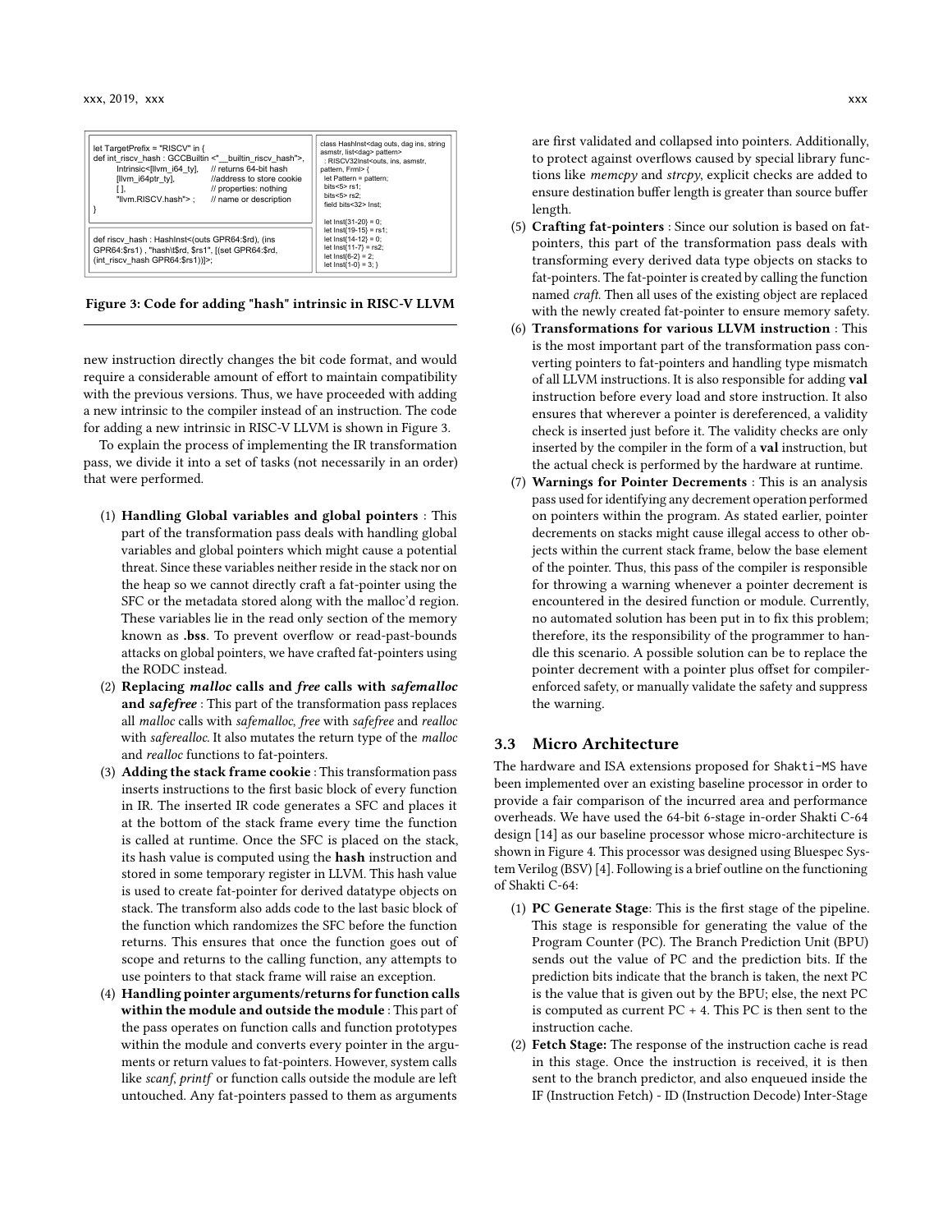```
let TargetPrefix = "RISCV" in {
def int_riscv_hash : GCCBuiltin <"__builtin_riscv_hash">,
        Intrinsic<[llvm_i64_ty],     // returns 64-bit hash
        [llvm_i64ptr_ty],            //address to store cookie
        [ ],                         // properties: nothing
        "llvm.RISCV.hash"> ;         // name or description
}

def riscv_hash : HashInst<(outs GPR64:$rd), (ins
GPR64:$rs1) , "hash\t$rd, $rs1", [(set GPR64:$rd,
(int_riscv_hash GPR64:$rs1))]>;
```

```
class HashInst<dag outs, dag ins, string
asmstr, list<dag> pattern>
  : RISCV32Inst<outs, ins, asmstr,
pattern, FrmI> {
  let Pattern = pattern;
  bits<5> rs1;
  bits<5> rs2;
  field bits<32> Inst;

  let Inst{31-20} = 0;
  let Inst{19-15} = rs1;
  let Inst{14-12} = 0;
  let Inst{11-7} = rs2;
  let Inst{6-2} = 2;
  let Inst{1-0} = 3; }
```

**Figure 3: Code for adding "hash" intrinsic in RISC-V LLVM**

new instruction directly changes the bit code format, and would require a considerable amount of effort to maintain compatibility with the previous versions. Thus, we have proceeded with adding a new intrinsic to the compiler instead of an instruction. The code for adding a new intrinsic in RISC-V LLVM is shown in Figure 3.

To explain the process of implementing the IR transformation pass, we divide it into a set of tasks (not necessarily in an order) that were performed.

1. **Handling Global variables and global pointers** : This part of the transformation pass deals with handling global variables and global pointers which might cause a potential threat. Since these variables neither reside in the stack nor on the heap so we cannot directly craft a fat-pointer using the SFC or the metadata stored along with the malloc'd region. These variables lie in the read only section of the memory known as **.bss**. To prevent overflow or read-past-bounds attacks on global pointers, we have crafted fat-pointers using the RODC instead.
2. **Replacing *malloc* calls and *free* calls with *safemalloc* and *safefree*** : This part of the transformation pass replaces all *malloc* calls with *safemalloc*, *free* with *safefree* and *realloc* with *saferealloc*. It also mutates the return type of the *malloc* and *realloc* functions to fat-pointers.
3. **Adding the stack frame cookie** : This transformation pass inserts instructions to the first basic block of every function in IR. The inserted IR code generates a SFC and places it at the bottom of the stack frame every time the function is called at runtime. Once the SFC is placed on the stack, its hash value is computed using the **hash** instruction and stored in some temporary register in LLVM. This hash value is used to create fat-pointer for derived datatype objects on stack. The transform also adds code to the last basic block of the function which randomizes the SFC before the function returns. This ensures that once the function goes out of scope and returns to the calling function, any attempts to use pointers to that stack frame will raise an exception.
4. **Handling pointer arguments/returns for function calls within the module and outside the module** : This part of the pass operates on function calls and function prototypes within the module and converts every pointer in the arguments or return values to fat-pointers. However, system calls like *scanf*, *printf* or function calls outside the module are left untouched. Any fat-pointers passed to them as arguments are first validated and collapsed into pointers. Additionally, to protect against overflows caused by special library functions like *memcpy* and *strcpy*, explicit checks are added to ensure destination buffer length is greater than source buffer length.
5. **Crafting fat-pointers** : Since our solution is based on fat-pointers, this part of the transformation pass deals with transforming every derived data type objects on stacks to fat-pointers. The fat-pointer is created by calling the function named *craft*. Then all uses of the existing object are replaced with the newly created fat-pointer to ensure memory safety.
6. **Transformations for various LLVM instruction** : This is the most important part of the transformation pass converting pointers to fat-pointers and handling type mismatch of all LLVM instructions. It is also responsible for adding **val** instruction before every load and store instruction. It also ensures that wherever a pointer is dereferenced, a validity check is inserted just before it. The validity checks are only inserted by the compiler in the form of a **val** instruction, but the actual check is performed by the hardware at runtime.
7. **Warnings for Pointer Decrements** : This is an analysis pass used for identifying any decrement operation performed on pointers within the program. As stated earlier, pointer decrements on stacks might cause illegal access to other objects within the current stack frame, below the base element of the pointer. Thus, this pass of the compiler is responsible for throwing a warning whenever a pointer decrement is encountered in the desired function or module. Currently, no automated solution has been put in to fix this problem; therefore, its the responsibility of the programmer to handle this scenario. A possible solution can be to replace the pointer decrement with a pointer plus offset for compiler-enforced safety, or manually validate the safety and suppress the warning.

### 3.3 Micro Architecture

The hardware and ISA extensions proposed for Shakti-MS have been implemented over an existing baseline processor in order to provide a fair comparison of the incurred area and performance overheads. We have used the 64-bit 6-stage in-order Shakti C-64 design [14] as our baseline processor whose micro-architecture is shown in Figure 4. This processor was designed using Bluespec System Verilog (BSV) [4]. Following is a brief outline on the functioning of Shakti C-64:

1. **PC Generate Stage**: This is the first stage of the pipeline. This stage is responsible for generating the value of the Program Counter (PC). The Branch Prediction Unit (BPU) sends out the value of PC and the prediction bits. If the prediction bits indicate that the branch is taken, the next PC is the value that is given out by the BPU; else, the next PC is computed as current PC + 4. This PC is then sent to the instruction cache.
2. **Fetch Stage:** The response of the instruction cache is read in this stage. Once the instruction is received, it is then sent to the branch predictor, and also enqueued inside the IF (Instruction Fetch) - ID (Instruction Decode) Inter-Stage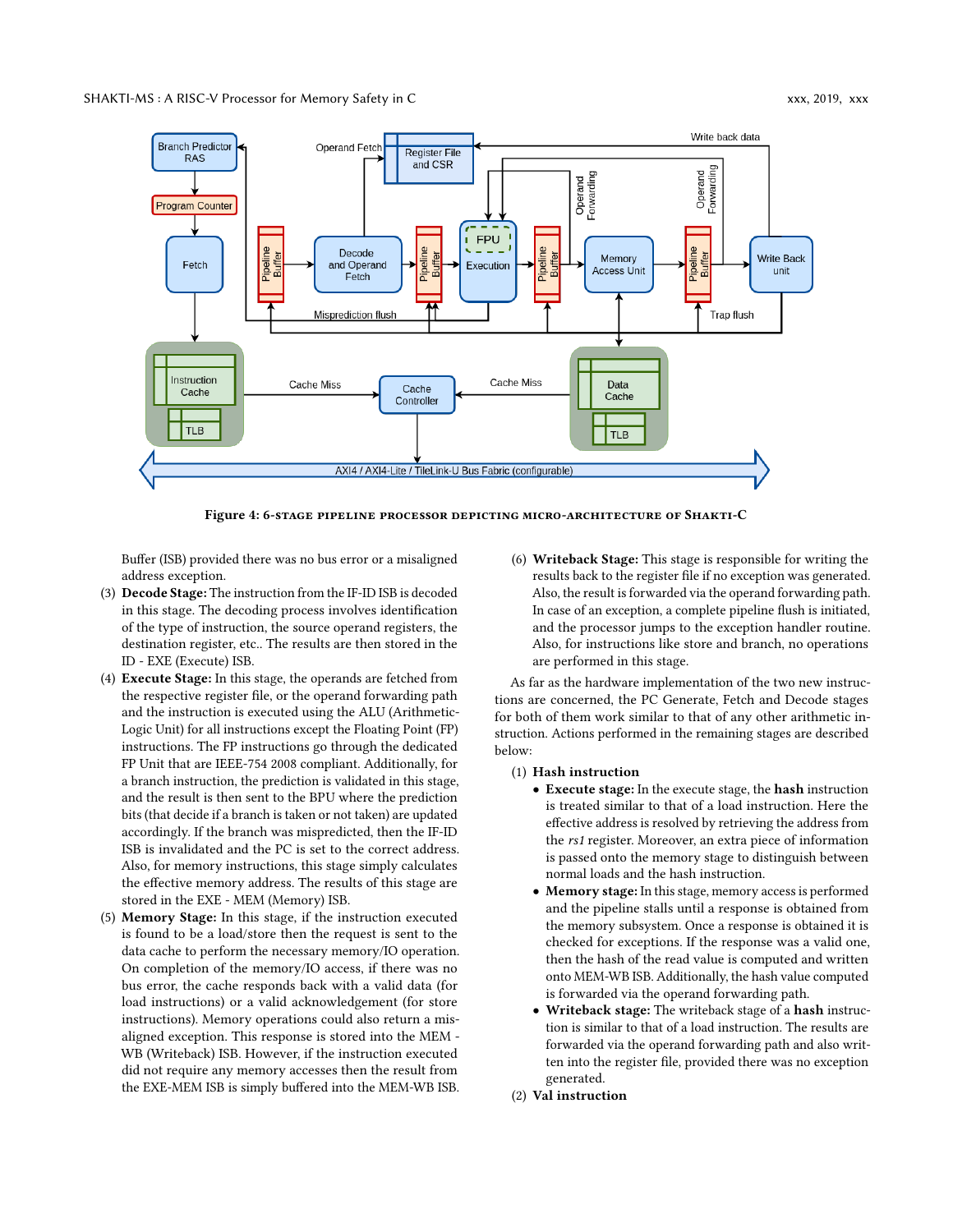Figure 4: 6-stage pipeline processor depicting micro-architecture of Shakti-C

Buffer (ISB) provided there was no bus error or a misaligned address exception.

(3) **Decode Stage:** The instruction from the IF-ID ISB is decoded in this stage. The decoding process involves identification of the type of instruction, the source operand registers, the destination register, etc.. The results are then stored in the ID - EXE (Execute) ISB.

(4) **Execute Stage:** In this stage, the operands are fetched from the respective register file, or the operand forwarding path and the instruction is executed using the ALU (Arithmetic-Logic Unit) for all instructions except the Floating Point (FP) instructions. The FP instructions go through the dedicated FP Unit that are IEEE-754 2008 compliant. Additionally, for a branch instruction, the prediction is validated in this stage, and the result is then sent to the BPU where the prediction bits (that decide if a branch is taken or not taken) are updated accordingly. If the branch was mispredicted, then the IF-ID ISB is invalidated and the PC is set to the correct address. Also, for memory instructions, this stage simply calculates the effective memory address. The results of this stage are stored in the EXE - MEM (Memory) ISB.

(5) **Memory Stage:** In this stage, if the instruction executed is found to be a load/store then the request is sent to the data cache to perform the necessary memory/IO operation. On completion of the memory/IO access, if there was no bus error, the cache responds back with a valid data (for load instructions) or a valid acknowledgement (for store instructions). Memory operations could also return a misaligned exception. This response is stored into the MEM - WB (Writeback) ISB. However, if the instruction executed did not require any memory accesses then the result from the EXE-MEM ISB is simply buffered into the MEM-WB ISB.

(6) **Writeback Stage:** This stage is responsible for writing the results back to the register file if no exception was generated. Also, the result is forwarded via the operand forwarding path. In case of an exception, a complete pipeline flush is initiated, and the processor jumps to the exception handler routine. Also, for instructions like store and branch, no operations are performed in this stage.

As far as the hardware implementation of the two new instructions are concerned, the PC Generate, Fetch and Decode stages for both of them work similar to that of any other arithmetic instruction. Actions performed in the remaining stages are described below:

(1) **Hash instruction**
   - **Execute stage:** In the execute stage, the **hash** instruction is treated similar to that of a load instruction. Here the effective address is resolved by retrieving the address from the *rs1* register. Moreover, an extra piece of information is passed onto the memory stage to distinguish between normal loads and the hash instruction.
   - **Memory stage:** In this stage, memory access is performed and the pipeline stalls until a response is obtained from the memory subsystem. Once a response is obtained it is checked for exceptions. If the response was a valid one, then the hash of the read value is computed and written onto MEM-WB ISB. Additionally, the hash value computed is forwarded via the operand forwarding path.
   - **Writeback stage:** The writeback stage of a **hash** instruction is similar to that of a load instruction. The results are forwarded via the operand forwarding path and also written into the register file, provided there was no exception generated.

(2) **Val instruction**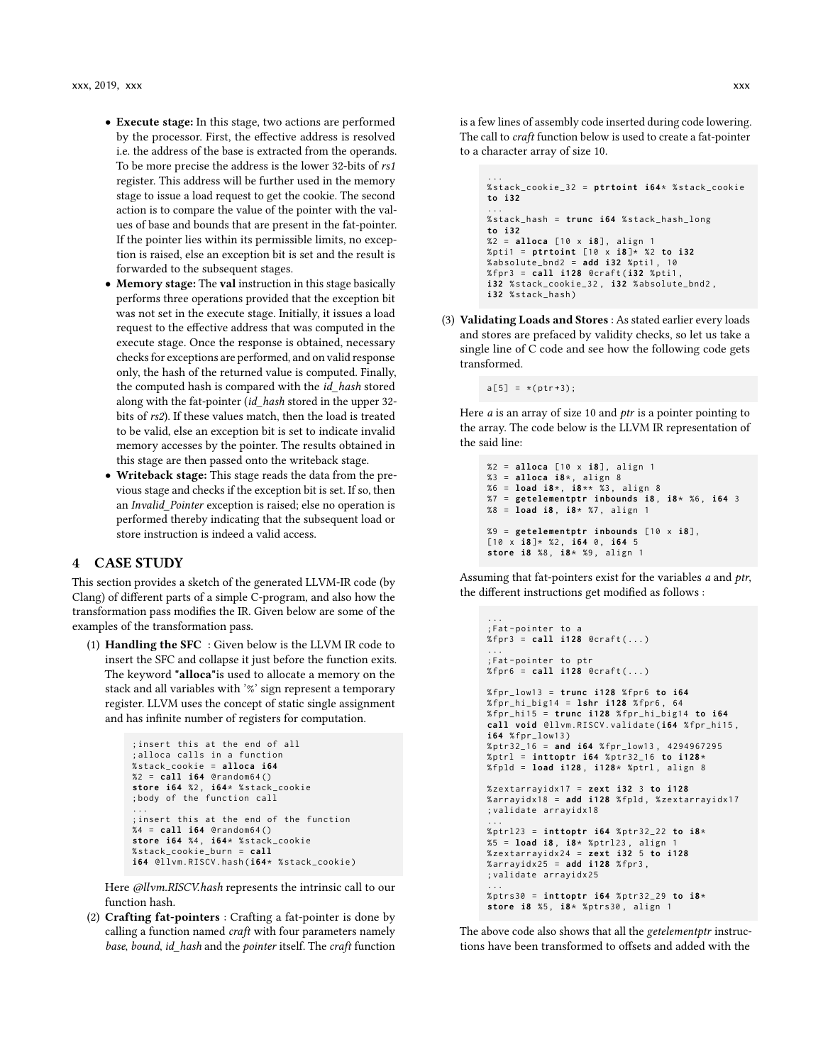- **Execute stage:** In this stage, two actions are performed by the processor. First, the effective address is resolved i.e. the address of the base is extracted from the operands. To be more precise the address is the lower 32-bits of *rs1* register. This address will be further used in the memory stage to issue a load request to get the cookie. The second action is to compare the value of the pointer with the values of base and bounds that are present in the fat-pointer. If the pointer lies within its permissible limits, no exception is raised, else an exception bit is set and the result is forwarded to the subsequent stages.
- **Memory stage:** The **val** instruction in this stage basically performs three operations provided that the exception bit was not set in the execute stage. Initially, it issues a load request to the effective address that was computed in the execute stage. Once the response is obtained, necessary checks for exceptions are performed, and on valid response only, the hash of the returned value is computed. Finally, the computed hash is compared with the *id_hash* stored along with the fat-pointer (*id_hash* stored in the upper 32-bits of *rs2*). If these values match, then the load is treated to be valid, else an exception bit is set to indicate invalid memory accesses by the pointer. The results obtained in this stage are then passed onto the writeback stage.
- **Writeback stage:** This stage reads the data from the previous stage and checks if the exception bit is set. If so, then an *Invalid_Pointer* exception is raised; else no operation is performed thereby indicating that the subsequent load or store instruction is indeed a valid access.

## 4 CASE STUDY

This section provides a sketch of the generated LLVM-IR code (by Clang) of different parts of a simple C-program, and also how the transformation pass modifies the IR. Given below are some of the examples of the transformation pass.

(1) **Handling the SFC** : Given below is the LLVM IR code to insert the SFC and collapse it just before the function exits. The keyword **"alloca"**is used to allocate a memory on the stack and all variables with '%' sign represent a temporary register. LLVM uses the concept of static single assignment and has infinite number of registers for computation.

```
;insert this at the end of all
;alloca calls in a function
%stack_cookie = alloca i64
%2 = call i64 @random64()
store i64 %2, i64* %stack_cookie
;body of the function call
...
;insert this at the end of the function
%4 = call i64 @random64()
store i64 %4, i64* %stack_cookie
%stack_cookie_burn = call
i64 @llvm.RISCV.hash(i64* %stack_cookie)
```

Here *@llvm.RISCV.hash* represents the intrinsic call to our function hash.

(2) **Crafting fat-pointers** : Crafting a fat-pointer is done by calling a function named *craft* with four parameters namely *base*, *bound*, *id_hash* and the *pointer* itself. The *craft* function is a few lines of assembly code inserted during code lowering. The call to *craft* function below is used to create a fat-pointer to a character array of size 10.

```
...
%stack_cookie_32 = ptrtoint i64* %stack_cookie
to i32
...
%stack_hash = trunc i64 %stack_hash_long
to i32
%2 = alloca [10 x i8], align 1
%pti1 = ptrtoint [10 x i8]* %2 to i32
%absolute_bnd2 = add i32 %pti1, 10
%fpr3 = call i128 @craft(i32 %pti1,
i32 %stack_cookie_32, i32 %absolute_bnd2,
i32 %stack_hash)
```

(3) **Validating Loads and Stores** : As stated earlier every loads and stores are prefaced by validity checks, so let us take a single line of C code and see how the following code gets transformed.

```
a[5] = *(ptr+3);
```

Here *a* is an array of size 10 and *ptr* is a pointer pointing to the array. The code below is the LLVM IR representation of the said line:

```
%2 = alloca [10 x i8], align 1
%3 = alloca i8*, align 8
%6 = load i8*, i8** %3, align 8
%7 = getelementptr inbounds i8, i8* %6, i64 3
%8 = load i8, i8* %7, align 1

%9 = getelementptr inbounds [10 x i8],
[10 x i8]* %2, i64 0, i64 5
store i8 %8, i8* %9, align 1
```

Assuming that fat-pointers exist for the variables *a* and *ptr*, the different instructions get modified as follows :

```
...
;Fat-pointer to a
%fpr3 = call i128 @craft(...)
...
;Fat-pointer to ptr
%fpr6 = call i128 @craft(...)

%fpr_low13 = trunc i128 %fpr6 to i64
%fpr_hi_big14 = lshr i128 %fpr6, 64
%fpr_hi15 = trunc i128 %fpr_hi_big14 to i64
call void @llvm.RISCV.validate(i64 %fpr_hi15,
i64 %fpr_low13)
%ptr32_16 = and i64 %fpr_low13, 4294967295
%ptrl = inttoptr i64 %ptr32_16 to i128*
%fpld = load i128, i128* %ptrl, align 8

%zextarrayidx17 = zext i32 3 to i128
%arrayidx18 = add i128 %fpld, %zextarrayidx17
;validate arrayidx18
...
%ptrl23 = inttoptr i64 %ptr32_22 to i8*
%5 = load i8, i8* %ptrl23, align 1
%zextarrayidx24 = zext i32 5 to i128
%arrayidx25 = add i128 %fpr3,
;validate arrayidx25
...
%ptrs30 = inttoptr i64 %ptr32_29 to i8*
store i8 %5, i8* %ptrs30, align 1
```

The above code also shows that all the *getelementptr* instructions have been transformed to offsets and added with the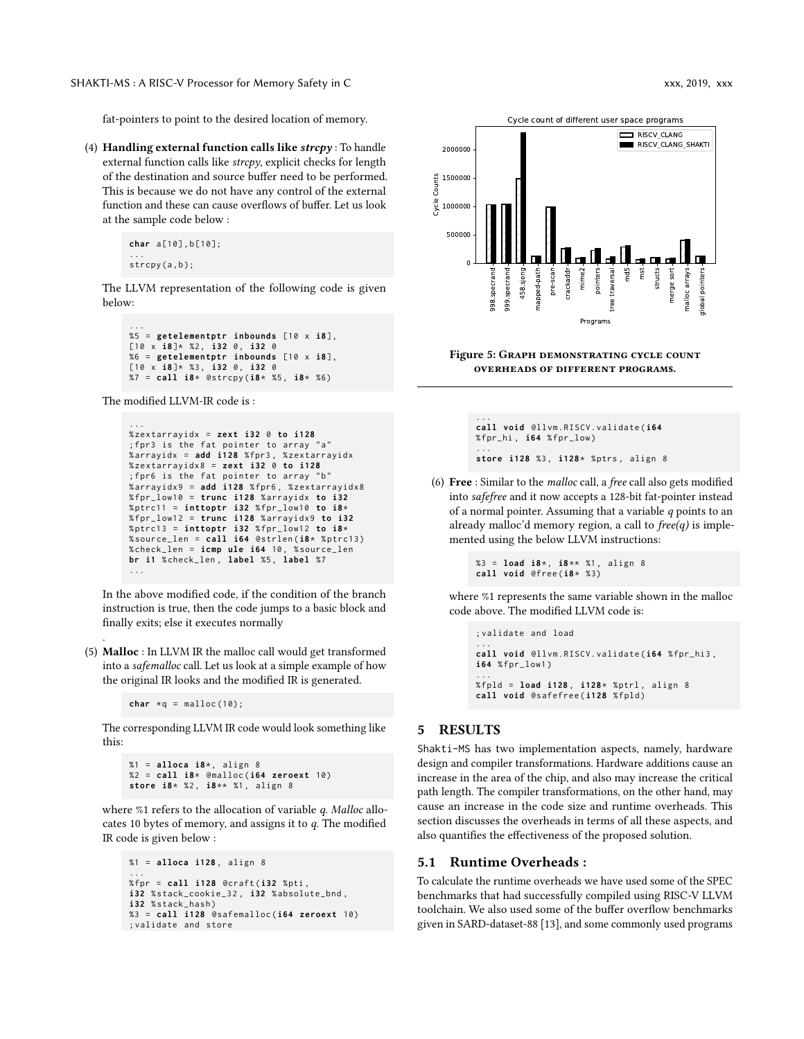fat-pointers to point to the desired location of memory.

(4) **Handling external function calls like *strcpy*** : To handle external function calls like *strcpy*, explicit checks for length of the destination and source buffer need to be performed. This is because we do not have any control of the external function and these can cause overflows of buffer. Let us look at the sample code below :

```
char a[10],b[10];
...
strcpy(a,b);
```

The LLVM representation of the following code is given below:

```
...
%5 = getelementptr inbounds [10 x i8],
[10 x i8]* %2, i32 0, i32 0
%6 = getelementptr inbounds [10 x i8],
[10 x i8]* %3, i32 0, i32 0
%7 = call i8* @strcpy(i8* %5, i8* %6)
```

The modified LLVM-IR code is :

```
...
%zextarrayidx = zext i32 0 to i128
;fpr3 is the fat pointer to array "a"
%arrayidx = add i128 %fpr3, %zextarrayidx
%zextarrayidx8 = zext i32 0 to i128
;fpr6 is the fat pointer to array "b"
%arrayidx9 = add i128 %fpr6, %zextarrayidx8
%fpr_low10 = trunc i128 %arrayidx to i32
%ptrc11 = inttoptr i32 %fpr_low10 to i8*
%fpr_low12 = trunc i128 %arrayidx9 to i32
%ptrc13 = inttoptr i32 %fpr_low12 to i8*
%source_len = call i64 @strlen(i8* %ptrc13)
%check_len = icmp ule i64 10, %source_len
br i1 %check_len, label %5, label %7
...
```

In the above modified code, if the condition of the branch instruction is true, then the code jumps to a basic block and finally exits; else it executes normally

.

(5) **Malloc** : In LLVM IR the malloc call would get transformed into a *safemalloc* call. Let us look at a simple example of how the original IR looks and the modified IR is generated.

```
char *q = malloc(10);
```

The corresponding LLVM IR code would look something like this:

```
%1 = alloca i8*, align 8
%2 = call i8* @malloc(i64 zeroext 10)
store i8* %2, i8** %1, align 8
```

where %1 refers to the allocation of variable *q*. *Malloc* allocates 10 bytes of memory, and assigns it to *q*. The modified IR code is given below :

```
%1 = alloca i128, align 8
...
%fpr = call i128 @craft(i32 %pti,
i32 %stack_cookie_32, i32 %absolute_bnd,
i32 %stack_hash)
%3 = call i128 @safemalloc(i64 zeroext 10)
;validate and store
...
call void @llvm.RISCV.validate(i64
%fpr_hi, i64 %fpr_low)
...
store i128 %3, i128* %ptrs, align 8
```

(6) **Free** : Similar to the *malloc* call, a *free* call also gets modified into *safefree* and it now accepts a 128-bit fat-pointer instead of a normal pointer. Assuming that a variable *q* points to an already malloc'd memory region, a call to *free(q)* is implemented using the below LLVM instructions:

```
%3 = load i8*, i8** %1, align 8
call void @free(i8* %3)
```

where %1 represents the same variable shown in the malloc code above. The modified LLVM code is:

```
;validate and load
...
call void @llvm.RISCV.validate(i64 %fpr_hi3,
i64 %fpr_low1)
...
%fpld = load i128, i128* %ptrl, align 8
call void @safefree(i128 %fpld)
```

Figure 5: Graph demonstrating cycle count overheads of different programs.

## 5 RESULTS

Shakti-MS has two implementation aspects, namely, hardware design and compiler transformations. Hardware additions cause an increase in the area of the chip, and also may increase the critical path length. The compiler transformations, on the other hand, may cause an increase in the code size and runtime overheads. This section discusses the overheads in terms of all these aspects, and also quantifies the effectiveness of the proposed solution.

### 5.1 Runtime Overheads :

To calculate the runtime overheads we have used some of the SPEC benchmarks that had successfully compiled using RISC-V LLVM toolchain. We also used some of the buffer overflow benchmarks given in SARD-dataset-88 [13], and some commonly used programs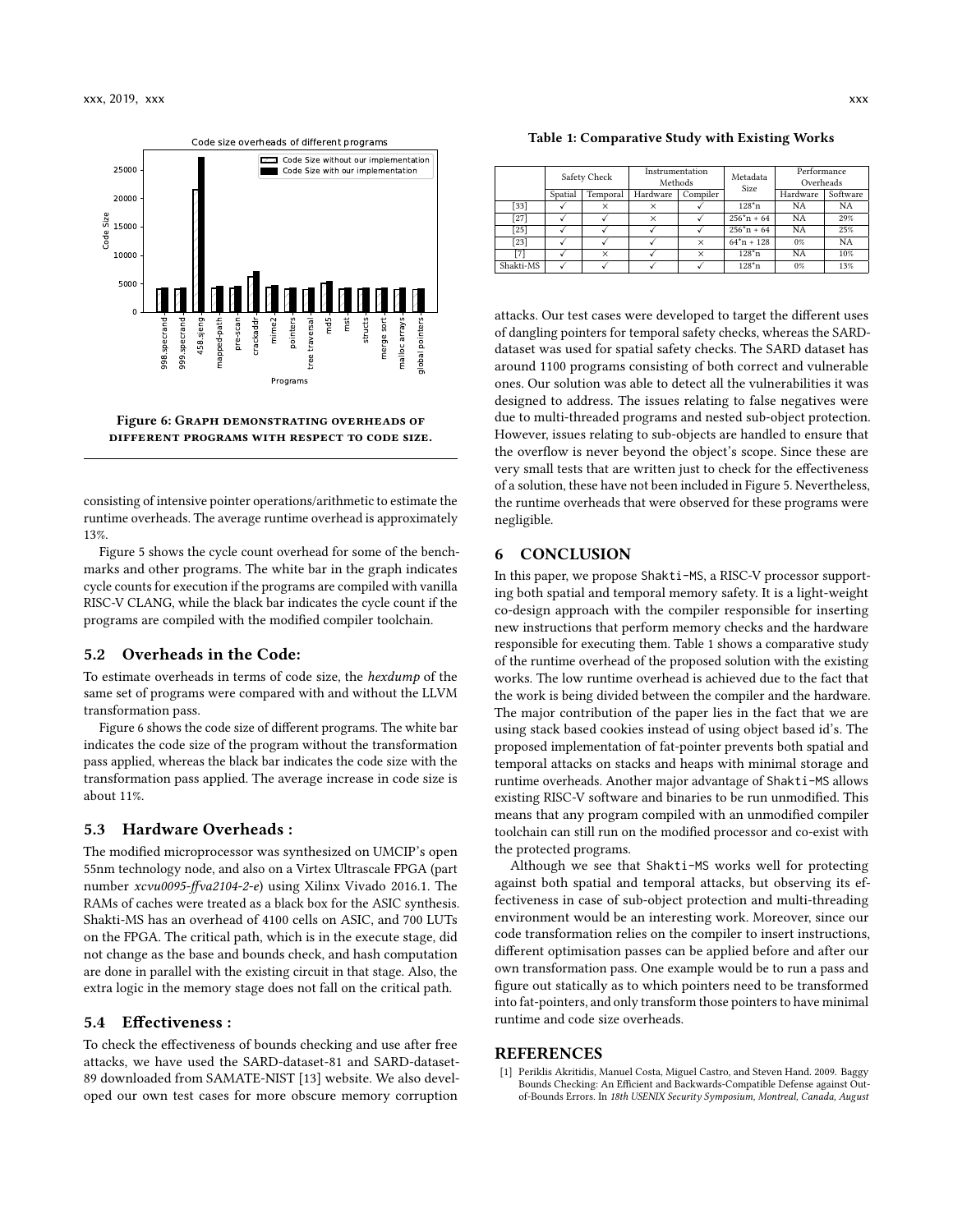Figure 6: Graph demonstrating overheads of different programs with respect to code size.

consisting of intensive pointer operations/arithmetic to estimate the runtime overheads. The average runtime overhead is approximately 13%.

Figure 5 shows the cycle count overhead for some of the benchmarks and other programs. The white bar in the graph indicates cycle counts for execution if the programs are compiled with vanilla RISC-V CLANG, while the black bar indicates the cycle count if the programs are compiled with the modified compiler toolchain.

### 5.2 Overheads in the Code:

To estimate overheads in terms of code size, the *hexdump* of the same set of programs were compared with and without the LLVM transformation pass.

Figure 6 shows the code size of different programs. The white bar indicates the code size of the program without the transformation pass applied, whereas the black bar indicates the code size with the transformation pass applied. The average increase in code size is about 11%.

### 5.3 Hardware Overheads :

The modified microprocessor was synthesized on UMCIP's open 55nm technology node, and also on a Virtex Ultrascale FPGA (part number *xcvu0095-ffva2104-2-e*) using Xilinx Vivado 2016.1. The RAMs of caches were treated as a black box for the ASIC synthesis. Shakti-MS has an overhead of 4100 cells on ASIC, and 700 LUTs on the FPGA. The critical path, which is in the execute stage, did not change as the base and bounds check, and hash computation are done in parallel with the existing circuit in that stage. Also, the extra logic in the memory stage does not fall on the critical path.

### 5.4 Effectiveness :

To check the effectiveness of bounds checking and use after free attacks, we have used the SARD-dataset-81 and SARD-dataset-89 downloaded from SAMATE-NIST [13] website. We also developed our own test cases for more obscure memory corruption attacks. Our test cases were developed to target the different uses of dangling pointers for temporal safety checks, whereas the SARD-dataset was used for spatial safety checks. The SARD dataset has around 1100 programs consisting of both correct and vulnerable ones. Our solution was able to detect all the vulnerabilities it was designed to address. The issues relating to false negatives were due to multi-threaded programs and nested sub-object protection. However, issues relating to sub-objects are handled to ensure that the overflow is never beyond the object's scope. Since these are very small tests that are written just to check for the effectiveness of a solution, these have not been included in Figure 5. Nevertheless, the runtime overheads that were observed for these programs were negligible.

**Table 1: Comparative Study with Existing Works**

| | Safety Check | | Instrumentation Methods | | Metadata Size | Performance Overheads | |
|---|---|---|---|---|---|---|---|
| | Spatial | Temporal | Hardware | Compiler | | Hardware | Software |
| [33] | ✓ | × | × | ✓ | 128*n | NA | NA |
| [27] | ✓ | ✓ | × | ✓ | 256*n + 64 | NA | 29% |
| [25] | ✓ | ✓ | ✓ | ✓ | 256*n + 64 | NA | 25% |
| [23] | ✓ | ✓ | ✓ | × | 64*n + 128 | 0% | NA |
| [7] | ✓ | × | ✓ | × | 128*n | NA | 10% |
| Shakti-MS | ✓ | ✓ | ✓ | ✓ | 128*n | 0% | 13% |

## 6 CONCLUSION

In this paper, we propose Shakti-MS, a RISC-V processor supporting both spatial and temporal memory safety. It is a light-weight co-design approach with the compiler responsible for inserting new instructions that perform memory checks and the hardware responsible for executing them. Table 1 shows a comparative study of the runtime overhead of the proposed solution with the existing works. The low runtime overhead is achieved due to the fact that the work is being divided between the compiler and the hardware. The major contribution of the paper lies in the fact that we are using stack based cookies instead of using object based id's. The proposed implementation of fat-pointer prevents both spatial and temporal attacks on stacks and heaps with minimal storage and runtime overheads. Another major advantage of Shakti-MS allows existing RISC-V software and binaries to be run unmodified. This means that any program compiled with an unmodified compiler toolchain can still run on the modified processor and co-exist with the protected programs.

Although we see that Shakti-MS works well for protecting against both spatial and temporal attacks, but observing its effectiveness in case of sub-object protection and multi-threading environment would be an interesting work. Moreover, since our code transformation relies on the compiler to insert instructions, different optimisation passes can be applied before and after our own transformation pass. One example would be to run a pass and figure out statically as to which pointers need to be transformed into fat-pointers, and only transform those pointers to have minimal runtime and code size overheads.

## REFERENCES

[1] Periklis Akritidis, Manuel Costa, Miguel Castro, and Steven Hand. 2009. Baggy Bounds Checking: An Efficient and Backwards-Compatible Defense against Out-of-Bounds Errors. In *18th USENIX Security Symposium, Montreal, Canada, August*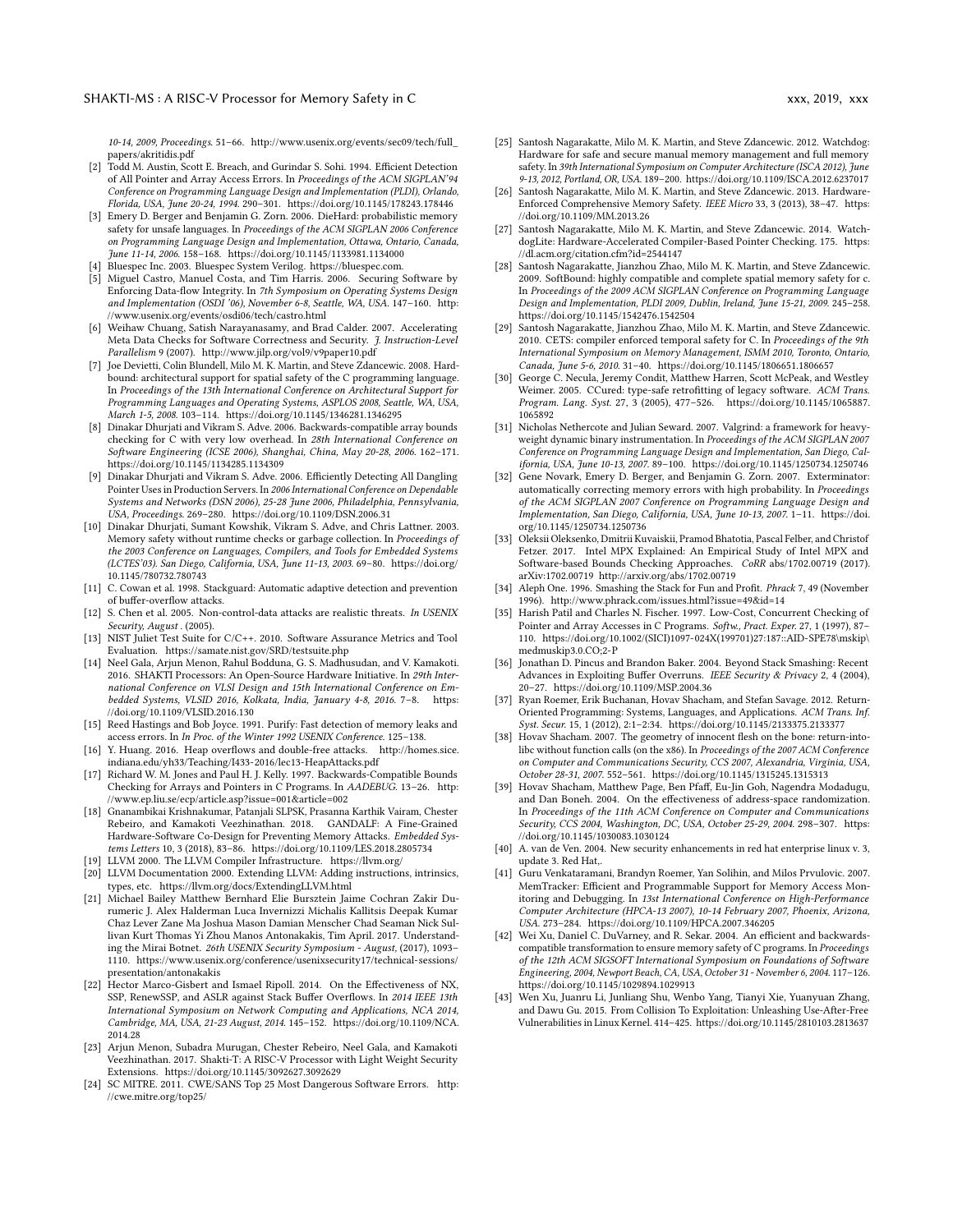*10-14, 2009, Proceedings*. 51–66. http://www.usenix.org/events/sec09/tech/full_papers/akritidis.pdf

[2] Todd M. Austin, Scott E. Breach, and Gurindar S. Sohi. 1994. Efficient Detection of All Pointer and Array Access Errors. In *Proceedings of the ACM SIGPLAN'94 Conference on Programming Language Design and Implementation (PLDI), Orlando, Florida, USA, June 20-24, 1994*. 290–301. https://doi.org/10.1145/178243.178446

[3] Emery D. Berger and Benjamin G. Zorn. 2006. DieHard: probabilistic memory safety for unsafe languages. In *Proceedings of the ACM SIGPLAN 2006 Conference on Programming Language Design and Implementation, Ottawa, Ontario, Canada, June 11-14, 2006*. 158–168. https://doi.org/10.1145/1133981.1134000

[4] Bluespec Inc. 2003. Bluespec System Verilog. https://bluespec.com.

[5] Miguel Castro, Manuel Costa, and Tim Harris. 2006. Securing Software by Enforcing Data-flow Integrity. In *7th Symposium on Operating Systems Design and Implementation (OSDI '06), November 6-8, Seattle, WA, USA*. 147–160. http://www.usenix.org/events/osdi06/tech/castro.html

[6] Weihaw Chuang, Satish Narayanasamy, and Brad Calder. 2007. Accelerating Meta Data Checks for Software Correctness and Security. *J. Instruction-Level Parallelism* 9 (2007). http://www.jilp.org/vol9/v9paper10.pdf

[7] Joe Devietti, Colin Blundell, Milo M. K. Martin, and Steve Zdancewic. 2008. Hardbound: architectural support for spatial safety of the C programming language. In *Proceedings of the 13th International Conference on Architectural Support for Programming Languages and Operating Systems, ASPLOS 2008, Seattle, WA, USA, March 1-5, 2008*. 103–114. https://doi.org/10.1145/1346281.1346295

[8] Dinakar Dhurjati and Vikram S. Adve. 2006. Backwards-compatible array bounds checking for C with very low overhead. In *28th International Conference on Software Engineering (ICSE 2006), Shanghai, China, May 20-28, 2006*. 162–171. https://doi.org/10.1145/1134285.1134309

[9] Dinakar Dhurjati and Vikram S. Adve. 2006. Efficiently Detecting All Dangling Pointer Uses in Production Servers. In *2006 International Conference on Dependable Systems and Networks (DSN 2006), 25-28 June 2006, Philadelphia, Pennsylvania, USA, Proceedings*. 269–280. https://doi.org/10.1109/DSN.2006.31

[10] Dinakar Dhurjati, Sumant Kowshik, Vikram S. Adve, and Chris Lattner. 2003. Memory safety without runtime checks or garbage collection. In *Proceedings of the 2003 Conference on Languages, Compilers, and Tools for Embedded Systems (LCTES'03). San Diego, California, USA, June 11-13, 2003*. 69–80. https://doi.org/10.1145/780732.780743

[11] C. Cowan et al. 1998. Stackguard: Automatic adaptive detection and prevention of buffer-overflow attacks.

[12] S. Chen et al. 2005. Non-control-data attacks are realistic threats. *In USENIX Security, August* . (2005).

[13] NIST Juliet Test Suite for C/C++. 2010. Software Assurance Metrics and Tool Evaluation. https://samate.nist.gov/SRD/testsuite.php

[14] Neel Gala, Arjun Menon, Rahul Bodduna, G. S. Madhusudan, and V. Kamakoti. 2016. SHAKTI Processors: An Open-Source Hardware Initiative. In *29th International Conference on VLSI Design and 15th International Conference on Embedded Systems, VLSID 2016, Kolkata, India, January 4-8, 2016*. 7–8. https://doi.org/10.1109/VLSID.2016.130

[15] Reed Hastings and Bob Joyce. 1991. Purify: Fast detection of memory leaks and access errors. In *In Proc. of the Winter 1992 USENIX Conference*. 125–138.

[16] Y. Huang. 2016. Heap overflows and double-free attacks. http://homes.sice.indiana.edu/yh33/Teaching/I433-2016/lec13-HeapAttacks.pdf

[17] Richard W. M. Jones and Paul H. J. Kelly. 1997. Backwards-Compatible Bounds Checking for Arrays and Pointers in C Programs. In *AADEBUG*. 13–26. http://www.ep.liu.se/ecp/article.asp?issue=001&article=002

[18] Gnanambikai Krishnakumar, Patanjali SLPSK, Prasanna Karthik Vairam, Chester Rebeiro, and Kamakoti Veezhinathan. 2018. GANDALF: A Fine-Grained Hardware-Software Co-Design for Preventing Memory Attacks. *Embedded Systems Letters* 10, 3 (2018), 83–86. https://doi.org/10.1109/LES.2018.2805734

[19] LLVM 2000. The LLVM Compiler Infrastructure. https://llvm.org/

[20] LLVM Documentation 2000. Extending LLVM: Adding instructions, intrinsics, types, etc. https://llvm.org/docs/ExtendingLLVM.html

[21] Michael Bailey Matthew Bernhard Elie Bursztein Jaime Cochran Zakir Durumeric J. Alex Halderman Luca Invernizzi Michalis Kallitsis Deepak Kumar Chaz Lever Zane Ma Joshua Mason Damian Menscher Chad Seaman Nick Sullivan Kurt Thomas Yi Zhou Manos Antonakakis, Tim April. 2017. Understanding the Mirai Botnet. *26th USENIX Security Symposium - August*, (2017), 1093–1110. https://www.usenix.org/conference/usenixsecurity17/technical-sessions/presentation/antonakakis

[22] Hector Marco-Gisbert and Ismael Ripoll. 2014. On the Effectiveness of NX, SSP, RenewSSP, and ASLR against Stack Buffer Overflows. In *2014 IEEE 13th International Symposium on Network Computing and Applications, NCA 2014, Cambridge, MA, USA, 21-23 August, 2014*. 145–152. https://doi.org/10.1109/NCA.2014.28

[23] Arjun Menon, Subadra Murugan, Chester Rebeiro, Neel Gala, and Kamakoti Veezhinathan. 2017. Shakti-T: A RISC-V Processor with Light Weight Security Extensions. https://doi.org/10.1145/3092627.3092629

[24] SC MITRE. 2011. CWE/SANS Top 25 Most Dangerous Software Errors. http://cwe.mitre.org/top25/

[25] Santosh Nagarakatte, Milo M. K. Martin, and Steve Zdancewic. 2012. Watchdog: Hardware for safe and secure manual memory management and full memory safety. In *39th International Symposium on Computer Architecture (ISCA 2012), June 9-13, 2012, Portland, OR, USA*. 189–200. https://doi.org/10.1109/ISCA.2012.6237017

[26] Santosh Nagarakatte, Milo M. K. Martin, and Steve Zdancewic. 2013. Hardware-Enforced Comprehensive Memory Safety. *IEEE Micro* 33, 3 (2013), 38–47. https://doi.org/10.1109/MM.2013.26

[27] Santosh Nagarakatte, Milo M. K. Martin, and Steve Zdancewic. 2014. WatchdogLite: Hardware-Accelerated Compiler-Based Pointer Checking. 175. https://dl.acm.org/citation.cfm?id=2544147

[28] Santosh Nagarakatte, Jianzhou Zhao, Milo M. K. Martin, and Steve Zdancewic. 2009. SoftBound: highly compatible and complete spatial memory safety for c. In *Proceedings of the 2009 ACM SIGPLAN Conference on Programming Language Design and Implementation, PLDI 2009, Dublin, Ireland, June 15-21, 2009*. 245–258. https://doi.org/10.1145/1542476.1542504

[29] Santosh Nagarakatte, Jianzhou Zhao, Milo M. K. Martin, and Steve Zdancewic. 2010. CETS: compiler enforced temporal safety for C. In *Proceedings of the 9th International Symposium on Memory Management, ISMM 2010, Toronto, Ontario, Canada, June 5-6, 2010*. 31–40. https://doi.org/10.1145/1806651.1806657

[30] George C. Necula, Jeremy Condit, Matthew Harren, Scott McPeak, and Westley Weimer. 2005. CCured: type-safe retrofitting of legacy software. *ACM Trans. Program. Lang. Syst.* 27, 3 (2005), 477–526. https://doi.org/10.1145/1065887.1065892

[31] Nicholas Nethercote and Julian Seward. 2007. Valgrind: a framework for heavyweight dynamic binary instrumentation. In *Proceedings of the ACM SIGPLAN 2007 Conference on Programming Language Design and Implementation, San Diego, California, USA, June 10-13, 2007*. 89–100. https://doi.org/10.1145/1250734.1250746

[32] Gene Novark, Emery D. Berger, and Benjamin G. Zorn. 2007. Exterminator: automatically correcting memory errors with high probability. In *Proceedings of the ACM SIGPLAN 2007 Conference on Programming Language Design and Implementation, San Diego, California, USA, June 10-13, 2007*. 1–11. https://doi.org/10.1145/1250734.1250736

[33] Oleksii Oleksenko, Dmitrii Kuvaiskii, Pramod Bhatotia, Pascal Felber, and Christof Fetzer. 2017. Intel MPX Explained: An Empirical Study of Intel MPX and Software-based Bounds Checking Approaches. *CoRR* abs/1702.00719 (2017). arXiv:1702.00719 http://arxiv.org/abs/1702.00719

[34] Aleph One. 1996. Smashing the Stack for Fun and Profit. *Phrack* 7, 49 (November 1996). http://www.phrack.com/issues.html?issue=49&id=14

[35] Harish Patil and Charles N. Fischer. 1997. Low-Cost, Concurrent Checking of Pointer and Array Accesses in C Programs. *Softw., Pract. Exper.* 27, 1 (1997), 87–110. https://doi.org/10.1002/(SICI)1097-024X(199701)27:187::AID-SPE78\mskip\medmuskip3.0.CO;2-P

[36] Jonathan D. Pincus and Brandon Baker. 2004. Beyond Stack Smashing: Recent Advances in Exploiting Buffer Overruns. *IEEE Security & Privacy* 2, 4 (2004), 20–27. https://doi.org/10.1109/MSP.2004.36

[37] Ryan Roemer, Erik Buchanan, Hovav Shacham, and Stefan Savage. 2012. Return-Oriented Programming: Systems, Languages, and Applications. *ACM Trans. Inf. Syst. Secur.* 15, 1 (2012), 2:1–2:34. https://doi.org/10.1145/2133375.2133377

[38] Hovav Shacham. 2007. The geometry of innocent flesh on the bone: return-into-libc without function calls (on the x86). In *Proceedings of the 2007 ACM Conference on Computer and Communications Security, CCS 2007, Alexandria, Virginia, USA, October 28-31, 2007*. 552–561. https://doi.org/10.1145/1315245.1315313

[39] Hovav Shacham, Matthew Page, Ben Pfaff, Eu-Jin Goh, Nagendra Modadugu, and Dan Boneh. 2004. On the effectiveness of address-space randomization. In *Proceedings of the 11th ACM Conference on Computer and Communications Security, CCS 2004, Washington, DC, USA, October 25-29, 2004*. 298–307. https://doi.org/10.1145/1030083.1030124

[40] A. van de Ven. 2004. New security enhancements in red hat enterprise linux v. 3, update 3. Red Hat,.

[41] Guru Venkataramani, Brandyn Roemer, Yan Solihin, and Milos Prvulovic. 2007. MemTracker: Efficient and Programmable Support for Memory Access Monitoring and Debugging. In *13st International Conference on High-Performance Computer Architecture (HPCA-13 2007), 10-14 February 2007, Phoenix, Arizona, USA*. 273–284. https://doi.org/10.1109/HPCA.2007.346205

[42] Wei Xu, Daniel C. DuVarney, and R. Sekar. 2004. An efficient and backwards-compatible transformation to ensure memory safety of C programs. In *Proceedings of the 12th ACM SIGSOFT International Symposium on Foundations of Software Engineering, 2004, Newport Beach, CA, USA, October 31 - November 6, 2004*. 117–126. https://doi.org/10.1145/1029894.1029913

[43] Wen Xu, Juanru Li, Junliang Shu, Wenbo Yang, Tianyi Xie, Yuanyuan Zhang, and Dawu Gu. 2015. From Collision To Exploitation: Unleashing Use-After-Free Vulnerabilities in Linux Kernel. 414–425. https://doi.org/10.1145/2810103.2813637